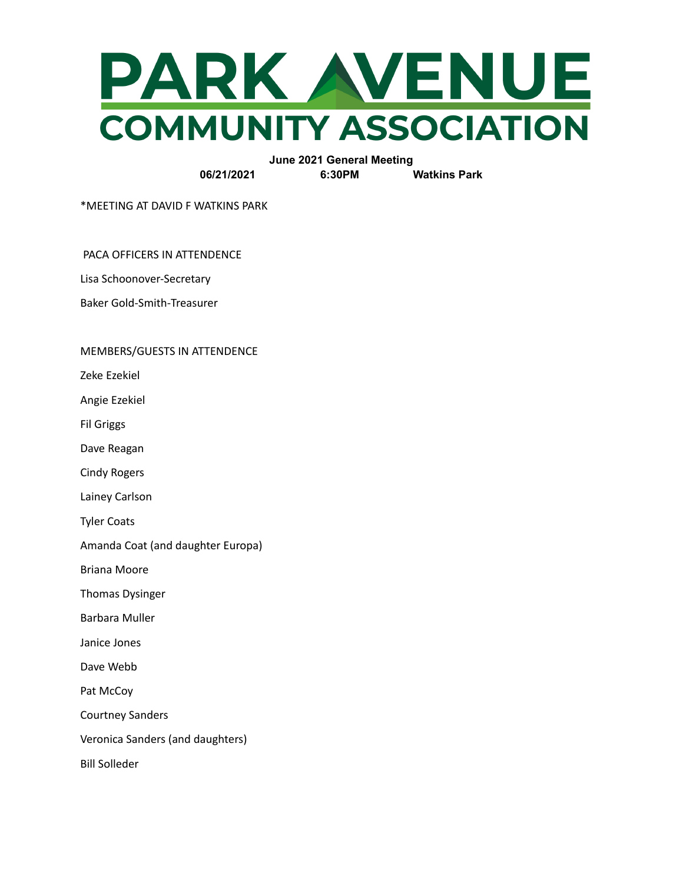# PARK AVENUE COMMUNITY ASSOCIATION

**June 2021 General Meeting**

**06/21/2021 6:30PM Watkins Park**

*MEETING AT DAVID F WATKINS PARK

PACA OFFICERS IN ATTENDENCE

Lisa Schoonover-Secretary

Baker Gold-Smith-Treasurer

MEMBERS/GUESTS IN ATTENDENCE

Zeke Ezekiel

Angie Ezekiel

Fil Griggs

Dave Reagan

Cindy Rogers

Lainey Carlson

Tyler Coats

Amanda Coat (and daughter Europa)

Briana Moore

Thomas Dysinger

Barbara Muller

Janice Jones

Dave Webb

Pat McCoy

Courtney Sanders

Veronica Sanders (and daughters)

Bill Solleder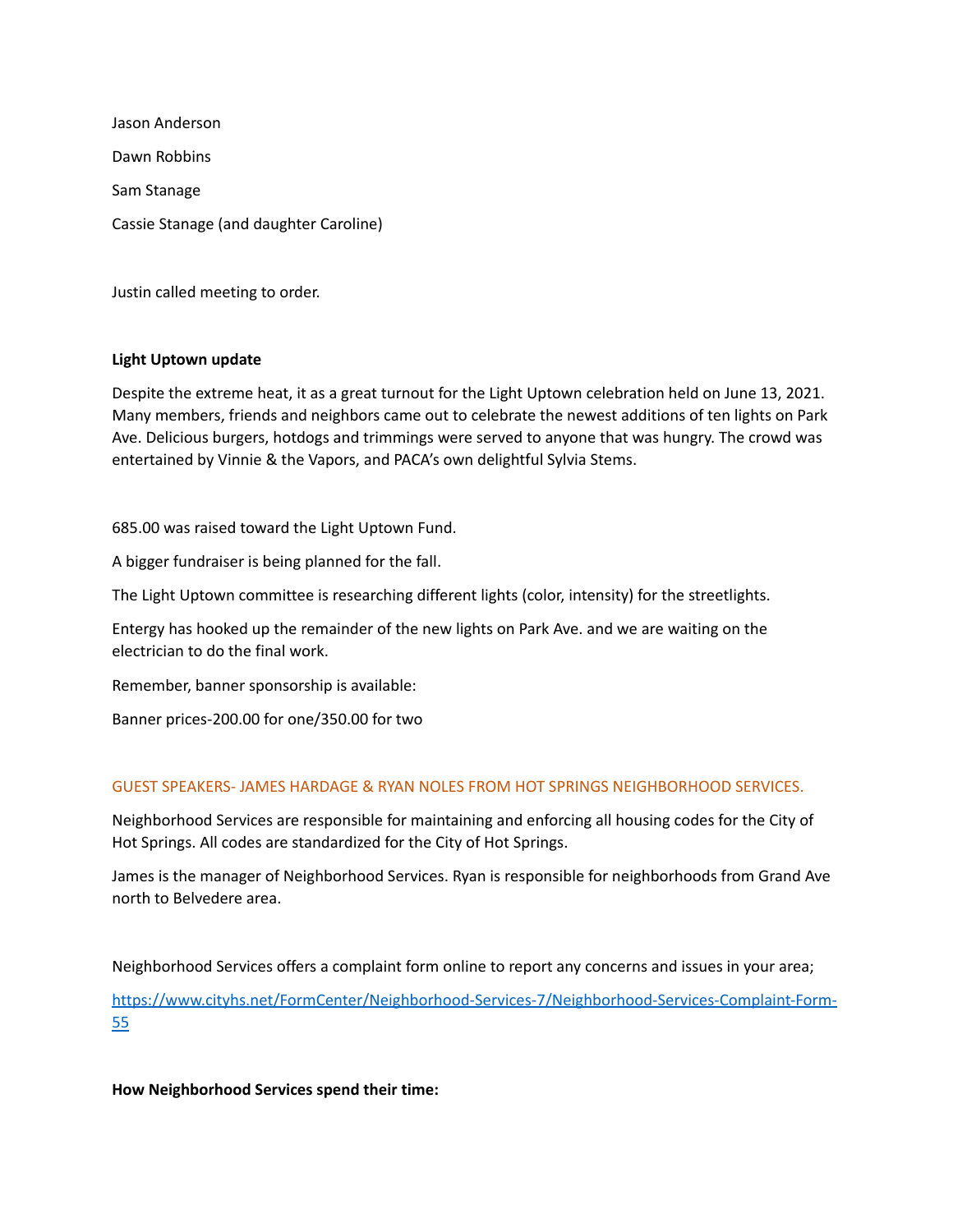Jason Anderson

Dawn Robbins

Sam Stanage

Cassie Stanage (and daughter Caroline)

Justin called meeting to order.

**Light Uptown update**

Despite the extreme heat, it as a great turnout for the Light Uptown celebration held on June 13, 2021. Many members, friends and neighbors came out to celebrate the newest additions of ten lights on Park Ave. Delicious burgers, hotdogs and trimmings were served to anyone that was hungry. The crowd was entertained by Vinnie & the Vapors, and PACA's own delightful Sylvia Stems.

685.00 was raised toward the Light Uptown Fund.

A bigger fundraiser is being planned for the fall.

The Light Uptown committee is researching different lights (color, intensity) for the streetlights.

Entergy has hooked up the remainder of the new lights on Park Ave. and we are waiting on the electrician to do the final work.

Remember, banner sponsorship is available:

Banner prices-200.00 for one/350.00 for two

GUEST SPEAKERS- JAMES HARDAGE & RYAN NOLES FROM HOT SPRINGS NEIGHBORHOOD SERVICES.

Neighborhood Services are responsible for maintaining and enforcing all housing codes for the City of Hot Springs. All codes are standardized for the City of Hot Springs.

James is the manager of Neighborhood Services. Ryan is responsible for neighborhoods from Grand Ave north to Belvedere area.

Neighborhood Services offers a complaint form online to report any concerns and issues in your area;

https://www.cityhs.net/FormCenter/Neighborhood-Services-7/Neighborhood-Services-Complaint-Form-55

**How Neighborhood Services spend their time:**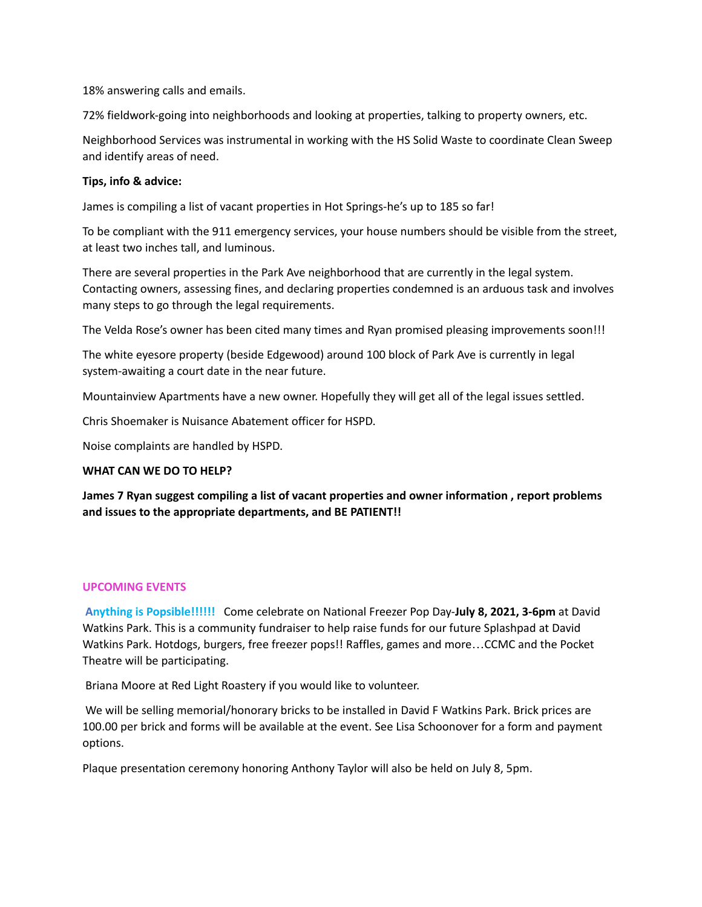18% answering calls and emails.

72% fieldwork-going into neighborhoods and looking at properties, talking to property owners, etc.

Neighborhood Services was instrumental in working with the HS Solid Waste to coordinate Clean Sweep and identify areas of need.

**Tips, info & advice:**

James is compiling a list of vacant properties in Hot Springs-he's up to 185 so far!

To be compliant with the 911 emergency services, your house numbers should be visible from the street, at least two inches tall, and luminous.

There are several properties in the Park Ave neighborhood that are currently in the legal system. Contacting owners, assessing fines, and declaring properties condemned is an arduous task and involves many steps to go through the legal requirements.

The Velda Rose's owner has been cited many times and Ryan promised pleasing improvements soon!!!

The white eyesore property (beside Edgewood) around 100 block of Park Ave is currently in legal system-awaiting a court date in the near future.

Mountainview Apartments have a new owner. Hopefully they will get all of the legal issues settled.

Chris Shoemaker is Nuisance Abatement officer for HSPD.

Noise complaints are handled by HSPD.

**WHAT CAN WE DO TO HELP?**

**James 7 Ryan suggest compiling a list of vacant properties and owner information , report problems and issues to the appropriate departments, and BE PATIENT!!**

## UPCOMING EVENTS

**Anything is Popsible!!!!!!** Come celebrate on National Freezer Pop Day-**July 8, 2021, 3-6pm** at David Watkins Park. This is a community fundraiser to help raise funds for our future Splashpad at David Watkins Park. Hotdogs, burgers, free freezer pops!! Raffles, games and more…CCMC and the Pocket Theatre will be participating.

Briana Moore at Red Light Roastery if you would like to volunteer.

We will be selling memorial/honorary bricks to be installed in David F Watkins Park. Brick prices are 100.00 per brick and forms will be available at the event. See Lisa Schoonover for a form and payment options.

Plaque presentation ceremony honoring Anthony Taylor will also be held on July 8, 5pm.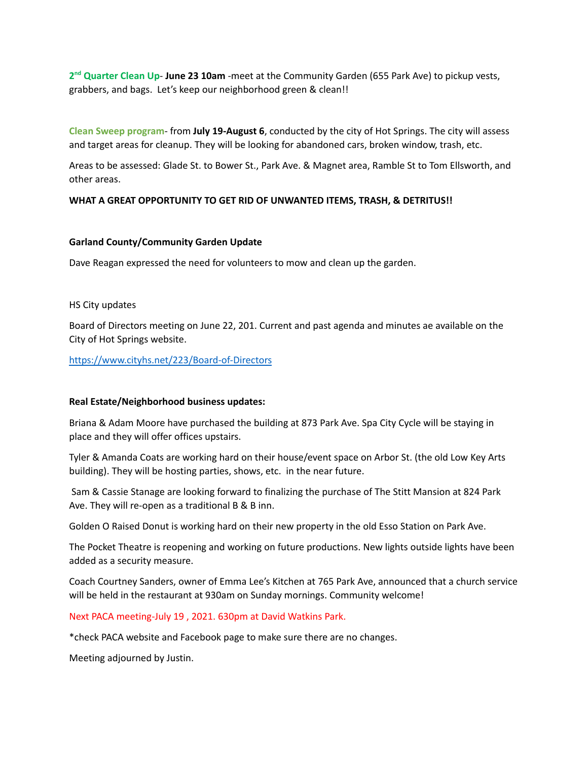**2[nd] Quarter Clean Up**- **June 23 10am** -meet at the Community Garden (655 Park Ave) to pickup vests, grabbers, and bags. Let's keep our neighborhood green & clean!!

**Clean Sweep program**- from **July 19-August 6**, conducted by the city of Hot Springs. The city will assess and target areas for cleanup. They will be looking for abandoned cars, broken window, trash, etc.

Areas to be assessed: Glade St. to Bower St., Park Ave. & Magnet area, Ramble St to Tom Ellsworth, and other areas.

**WHAT A GREAT OPPORTUNITY TO GET RID OF UNWANTED ITEMS, TRASH, & DETRITUS!!**

**Garland County/Community Garden Update**

Dave Reagan expressed the need for volunteers to mow and clean up the garden.

HS City updates

Board of Directors meeting on June 22, 201. Current and past agenda and minutes ae available on the City of Hot Springs website.

https://www.cityhs.net/223/Board-of-Directors

**Real Estate/Neighborhood business updates:**

Briana & Adam Moore have purchased the building at 873 Park Ave. Spa City Cycle will be staying in place and they will offer offices upstairs.

Tyler & Amanda Coats are working hard on their house/event space on Arbor St. (the old Low Key Arts building). They will be hosting parties, shows, etc. in the near future.

Sam & Cassie Stanage are looking forward to finalizing the purchase of The Stitt Mansion at 824 Park Ave. They will re-open as a traditional B & B inn.

Golden O Raised Donut is working hard on their new property in the old Esso Station on Park Ave.

The Pocket Theatre is reopening and working on future productions. New lights outside lights have been added as a security measure.

Coach Courtney Sanders, owner of Emma Lee's Kitchen at 765 Park Ave, announced that a church service will be held in the restaurant at 930am on Sunday mornings. Community welcome!

Next PACA meeting-July 19 , 2021. 630pm at David Watkins Park.

*check PACA website and Facebook page to make sure there are no changes.

Meeting adjourned by Justin.